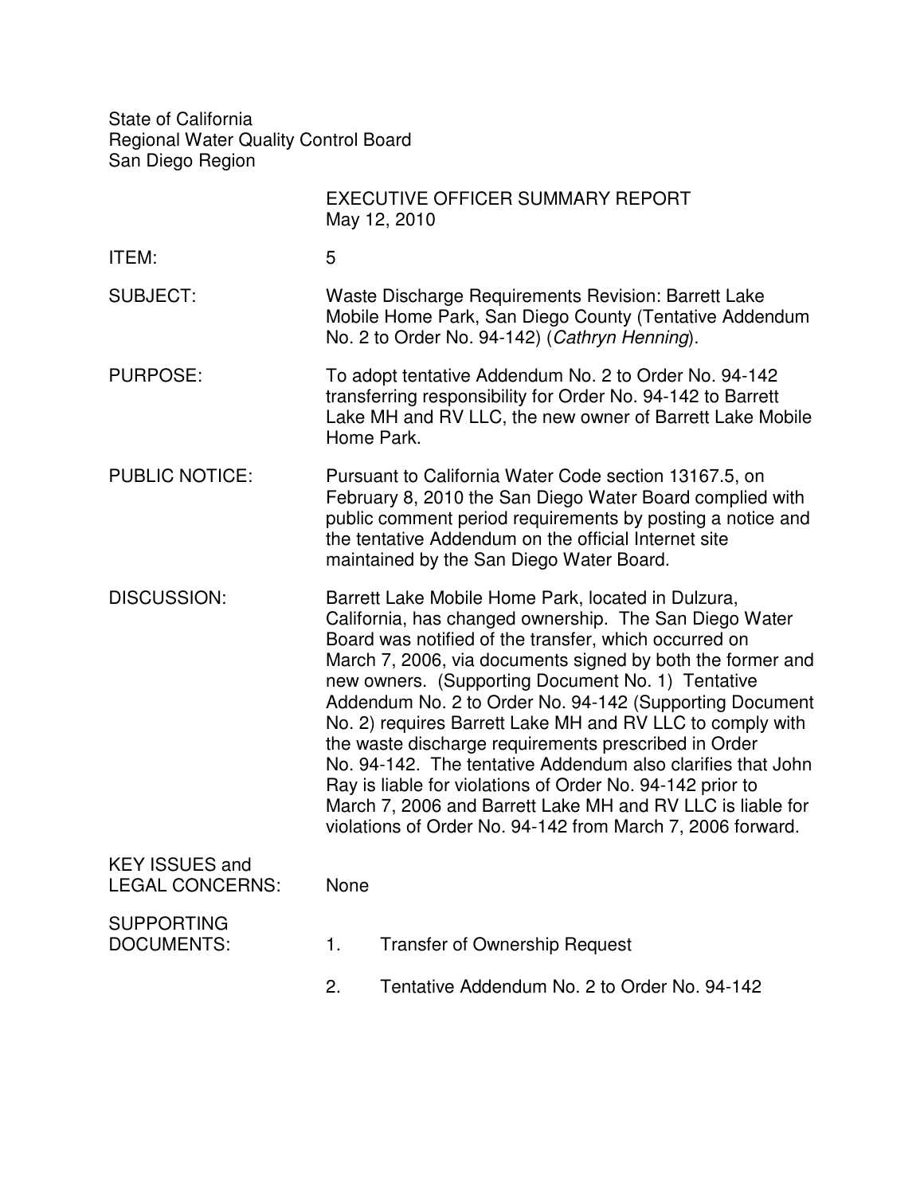State of California
Regional Water Quality Control Board
San Diego Region

EXECUTIVE OFFICER SUMMARY REPORT
May 12, 2010

**ITEM:** 5

**SUBJECT:** Waste Discharge Requirements Revision: Barrett Lake Mobile Home Park, San Diego County (Tentative Addendum No. 2 to Order No. 94-142) (*Cathryn Henning*).

**PURPOSE:** To adopt tentative Addendum No. 2 to Order No. 94-142 transferring responsibility for Order No. 94-142 to Barrett Lake MH and RV LLC, the new owner of Barrett Lake Mobile Home Park.

**PUBLIC NOTICE:** Pursuant to California Water Code section 13167.5, on February 8, 2010 the San Diego Water Board complied with public comment period requirements by posting a notice and the tentative Addendum on the official Internet site maintained by the San Diego Water Board.

**DISCUSSION:** Barrett Lake Mobile Home Park, located in Dulzura, California, has changed ownership. The San Diego Water Board was notified of the transfer, which occurred on March 7, 2006, via documents signed by both the former and new owners. (Supporting Document No. 1) Tentative Addendum No. 2 to Order No. 94-142 (Supporting Document No. 2) requires Barrett Lake MH and RV LLC to comply with the waste discharge requirements prescribed in Order No. 94-142. The tentative Addendum also clarifies that John Ray is liable for violations of Order No. 94-142 prior to March 7, 2006 and Barrett Lake MH and RV LLC is liable for violations of Order No. 94-142 from March 7, 2006 forward.

**KEY ISSUES and LEGAL CONCERNS:** None

**SUPPORTING DOCUMENTS:**

1. Transfer of Ownership Request
2. Tentative Addendum No. 2 to Order No. 94-142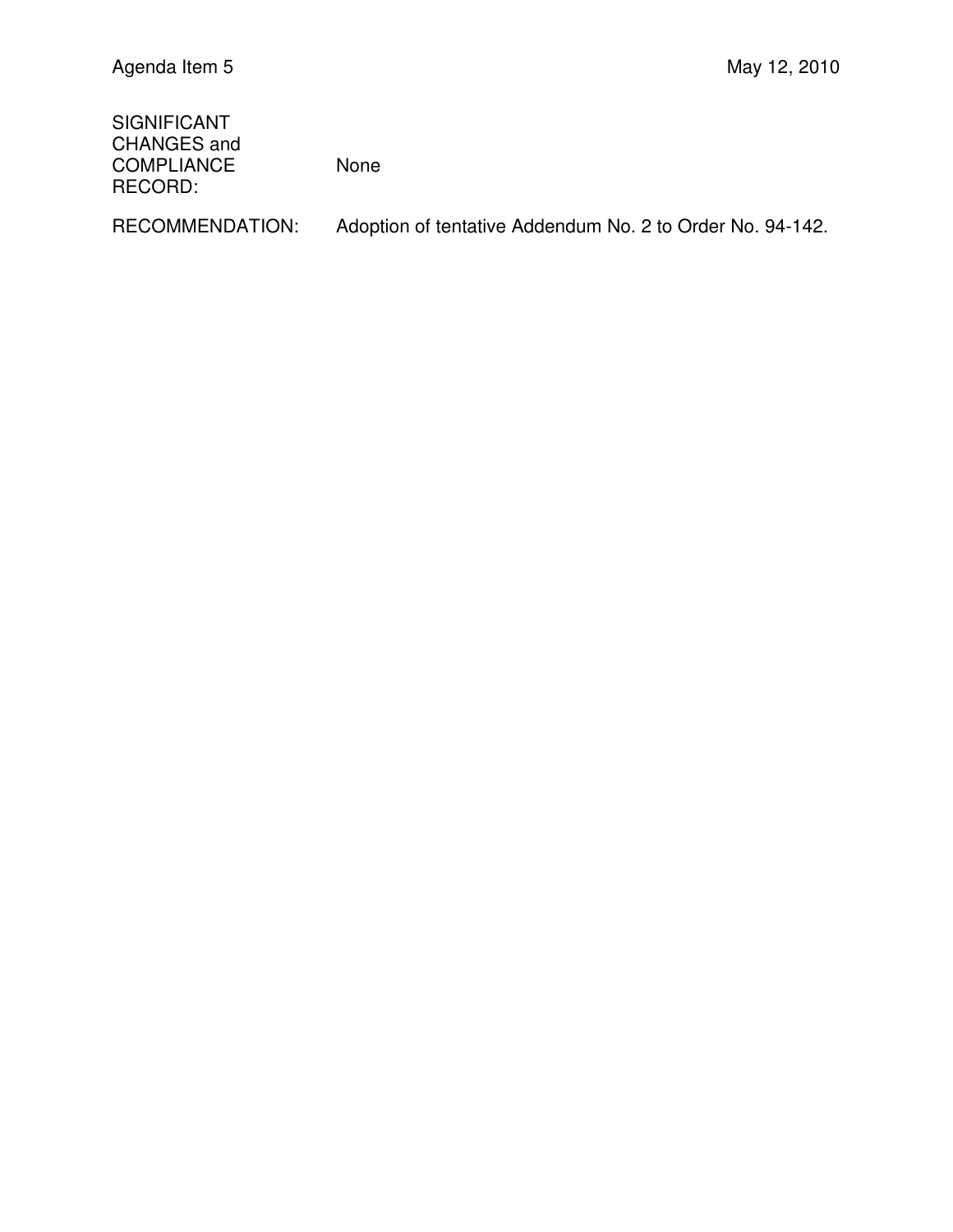SIGNIFICANT CHANGES and COMPLIANCE RECORD: None

RECOMMENDATION: Adoption of tentative Addendum No. 2 to Order No. 94-142.